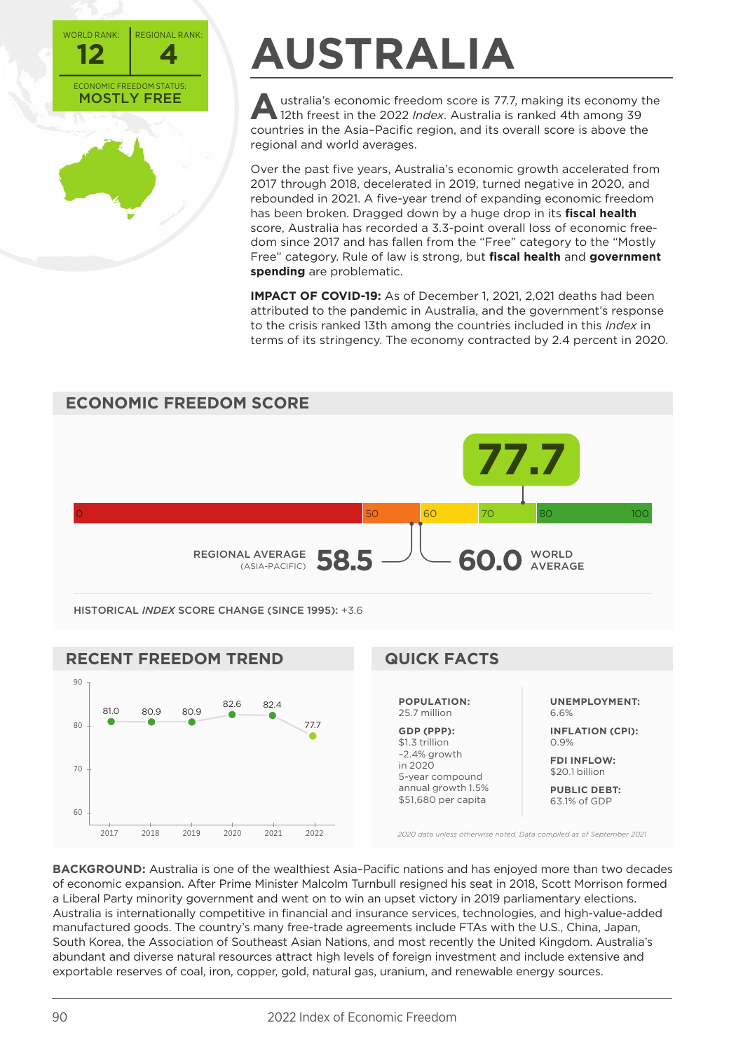WORLD RANK: **12** | REGIONAL RANK: **4**

ECONOMIC FREEDOM STATUS: **MOSTLY FREE**

# AUSTRALIA

Australia's economic freedom score is 77.7, making its economy the 12th freest in the 2022 *Index*. Australia is ranked 4th among 39 countries in the Asia–Pacific region, and its overall score is above the regional and world averages.

Over the past five years, Australia's economic growth accelerated from 2017 through 2018, decelerated in 2019, turned negative in 2020, and rebounded in 2021. A five-year trend of expanding economic freedom has been broken. Dragged down by a huge drop in its **fiscal health** score, Australia has recorded a 3.3-point overall loss of economic freedom since 2017 and has fallen from the "Free" category to the "Mostly Free" category. Rule of law is strong, but **fiscal health** and **government spending** are problematic.

**IMPACT OF COVID-19:** As of December 1, 2021, 2,021 deaths had been attributed to the pandemic in Australia, and the government's response to the crisis ranked 13th among the countries included in this *Index* in terms of its stringency. The economy contracted by 2.4 percent in 2020.

## ECONOMIC FREEDOM SCORE

**77.7**

REGIONAL AVERAGE (ASIA-PACIFIC) **58.5**

WORLD AVERAGE **60.0**

HISTORICAL *INDEX* SCORE CHANGE (SINCE 1995): +3.6

## RECENT FREEDOM TREND

| 2017 | 2018 | 2019 | 2020 | 2021 | 2022 |
|---|---|---|---|---|---|
| 81.0 | 80.9 | 80.9 | 82.6 | 82.4 | 77.7 |

## QUICK FACTS

**POPULATION:**
25.7 million

**GDP (PPP):**
$1.3 trillion
–2.4% growth in 2020
5-year compound annual growth 1.5%
$51,680 per capita

**UNEMPLOYMENT:**
6.6%

**INFLATION (CPI):**
0.9%

**FDI INFLOW:**
$20.1 billion

**PUBLIC DEBT:**
63.1% of GDP

*2020 data unless otherwise noted. Data compiled as of September 2021*

**BACKGROUND:** Australia is one of the wealthiest Asia–Pacific nations and has enjoyed more than two decades of economic expansion. After Prime Minister Malcolm Turnbull resigned his seat in 2018, Scott Morrison formed a Liberal Party minority government and went on to win an upset victory in 2019 parliamentary elections. Australia is internationally competitive in financial and insurance services, technologies, and high-value-added manufactured goods. The country's many free-trade agreements include FTAs with the U.S., China, Japan, South Korea, the Association of Southeast Asian Nations, and most recently the United Kingdom. Australia's abundant and diverse natural resources attract high levels of foreign investment and include extensive and exportable reserves of coal, iron, copper, gold, natural gas, uranium, and renewable energy sources.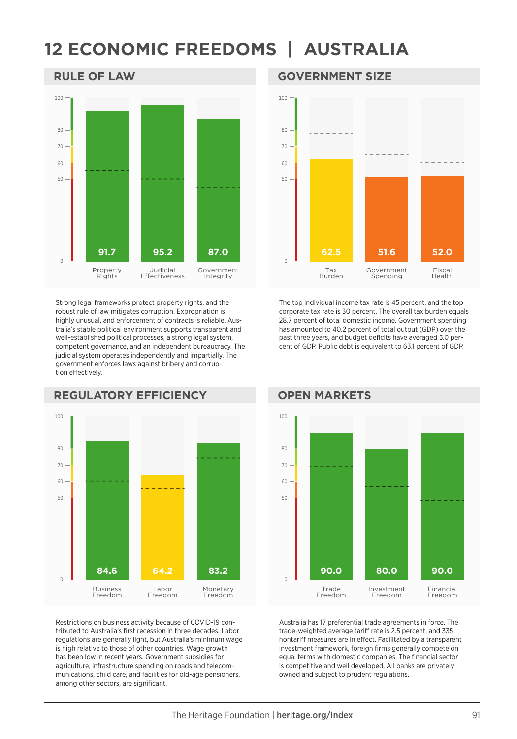# 12 ECONOMIC FREEDOMS | AUSTRALIA

## RULE OF LAW

100
80
70
60
50
0

91.7
Property Rights

95.2
Judicial Effectiveness

87.0
Government Integrity

Strong legal frameworks protect property rights, and the robust rule of law mitigates corruption. Expropriation is highly unusual, and enforcement of contracts is reliable. Australia's stable political environment supports transparent and well-established political processes, a strong legal system, competent governance, and an independent bureaucracy. The judicial system operates independently and impartially. The government enforces laws against bribery and corruption effectively.

## GOVERNMENT SIZE

100
80
70
60
50
0

62.5
Tax Burden

51.6
Government Spending

52.0
Fiscal Health

The top individual income tax rate is 45 percent, and the top corporate tax rate is 30 percent. The overall tax burden equals 28.7 percent of total domestic income. Government spending has amounted to 40.2 percent of total output (GDP) over the past three years, and budget deficits have averaged 5.0 percent of GDP. Public debt is equivalent to 63.1 percent of GDP.

## REGULATORY EFFICIENCY

100
80
70
60
50
0

84.6
Business Freedom

64.2
Labor Freedom

83.2
Monetary Freedom

Restrictions on business activity because of COVID-19 contributed to Australia's first recession in three decades. Labor regulations are generally light, but Australia's minimum wage is high relative to those of other countries. Wage growth has been low in recent years. Government subsidies for agriculture, infrastructure spending on roads and telecommunications, child care, and facilities for old-age pensioners, among other sectors, are significant.

## OPEN MARKETS

100
80
70
60
50
0

90.0
Trade Freedom

80.0
Investment Freedom

90.0
Financial Freedom

Australia has 17 preferential trade agreements in force. The trade-weighted average tariff rate is 2.5 percent, and 335 nontariff measures are in effect. Facilitated by a transparent investment framework, foreign firms generally compete on equal terms with domestic companies. The financial sector is competitive and well developed. All banks are privately owned and subject to prudent regulations.